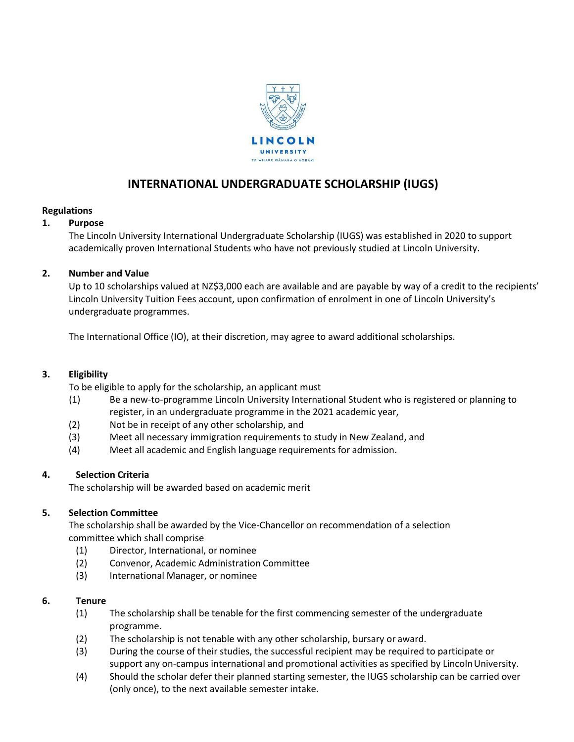# INTERNATIONAL UNDERGRADUATE SCHOLARSHIP (IUGS)

**Regulations**

**1. Purpose**

The Lincoln University International Undergraduate Scholarship (IUGS) was established in 2020 to support academically proven International Students who have not previously studied at Lincoln University.

**2. Number and Value**

Up to 10 scholarships valued at NZ$3,000 each are available and are payable by way of a credit to the recipients' Lincoln University Tuition Fees account, upon confirmation of enrolment in one of Lincoln University's undergraduate programmes.

The International Office (IO), at their discretion, may agree to award additional scholarships.

**3. Eligibility**

To be eligible to apply for the scholarship, an applicant must

(1) Be a new-to-programme Lincoln University International Student who is registered or planning to register, in an undergraduate programme in the 2021 academic year,
(2) Not be in receipt of any other scholarship, and
(3) Meet all necessary immigration requirements to study in New Zealand, and
(4) Meet all academic and English language requirements for admission.

**4. Selection Criteria**

The scholarship will be awarded based on academic merit

**5. Selection Committee**

The scholarship shall be awarded by the Vice-Chancellor on recommendation of a selection committee which shall comprise

(1) Director, International, or nominee
(2) Convenor, Academic Administration Committee
(3) International Manager, or nominee

**6. Tenure**

(1) The scholarship shall be tenable for the first commencing semester of the undergraduate programme.
(2) The scholarship is not tenable with any other scholarship, bursary or award.
(3) During the course of their studies, the successful recipient may be required to participate or support any on-campus international and promotional activities as specified by Lincoln University.
(4) Should the scholar defer their planned starting semester, the IUGS scholarship can be carried over (only once), to the next available semester intake.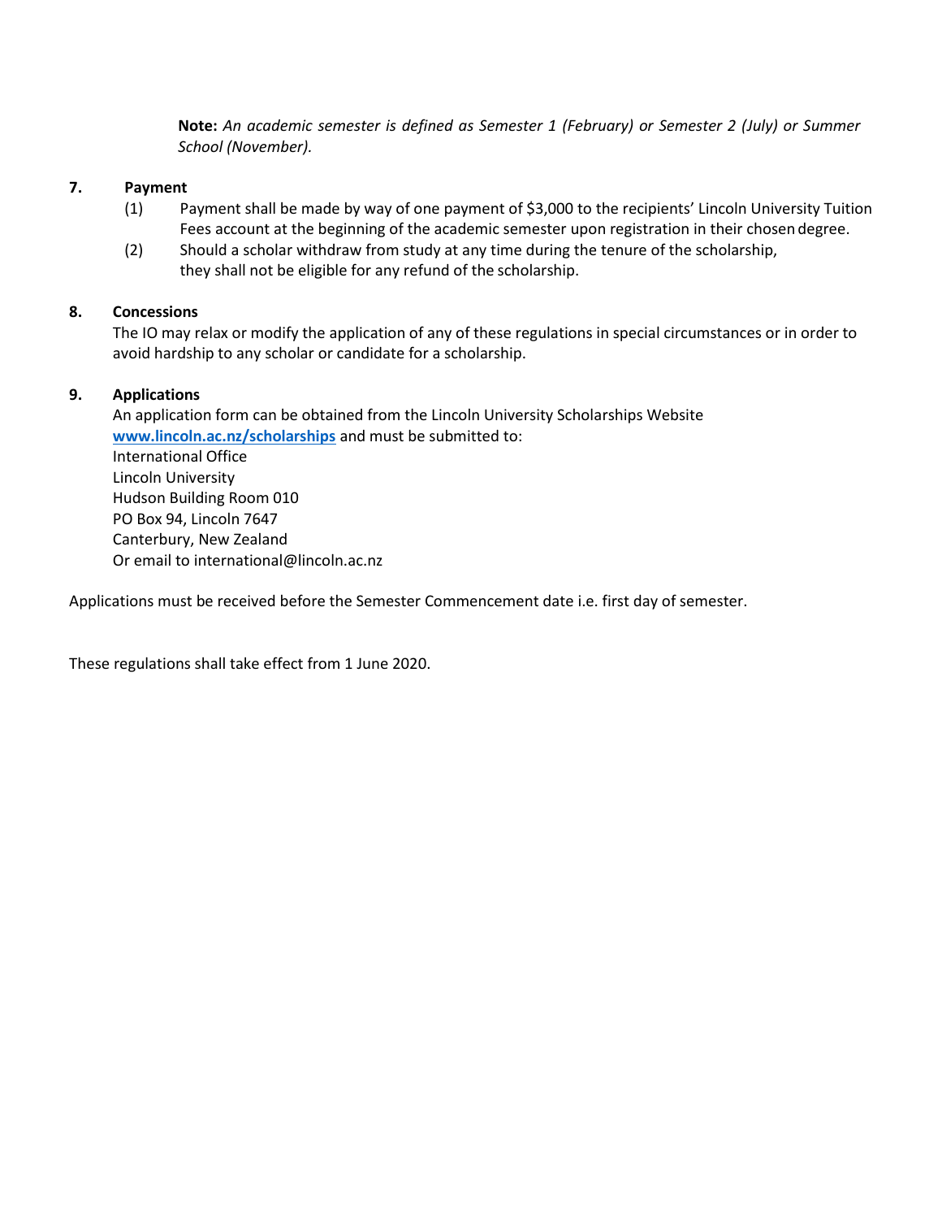**Note:** *An academic semester is defined as Semester 1 (February) or Semester 2 (July) or Summer School (November).*

**7. Payment**

(1) Payment shall be made by way of one payment of $3,000 to the recipients' Lincoln University Tuition Fees account at the beginning of the academic semester upon registration in their chosen degree.

(2) Should a scholar withdraw from study at any time during the tenure of the scholarship, they shall not be eligible for any refund of the scholarship.

**8. Concessions**

The IO may relax or modify the application of any of these regulations in special circumstances or in order to avoid hardship to any scholar or candidate for a scholarship.

**9. Applications**

An application form can be obtained from the Lincoln University Scholarships Website **[www.lincoln.ac.nz/scholarships](http://www.lincoln.ac.nz/scholarships)** and must be submitted to:
International Office
Lincoln University
Hudson Building Room 010
PO Box 94, Lincoln 7647
Canterbury, New Zealand
Or email to international@lincoln.ac.nz

Applications must be received before the Semester Commencement date i.e. first day of semester.

These regulations shall take effect from 1 June 2020.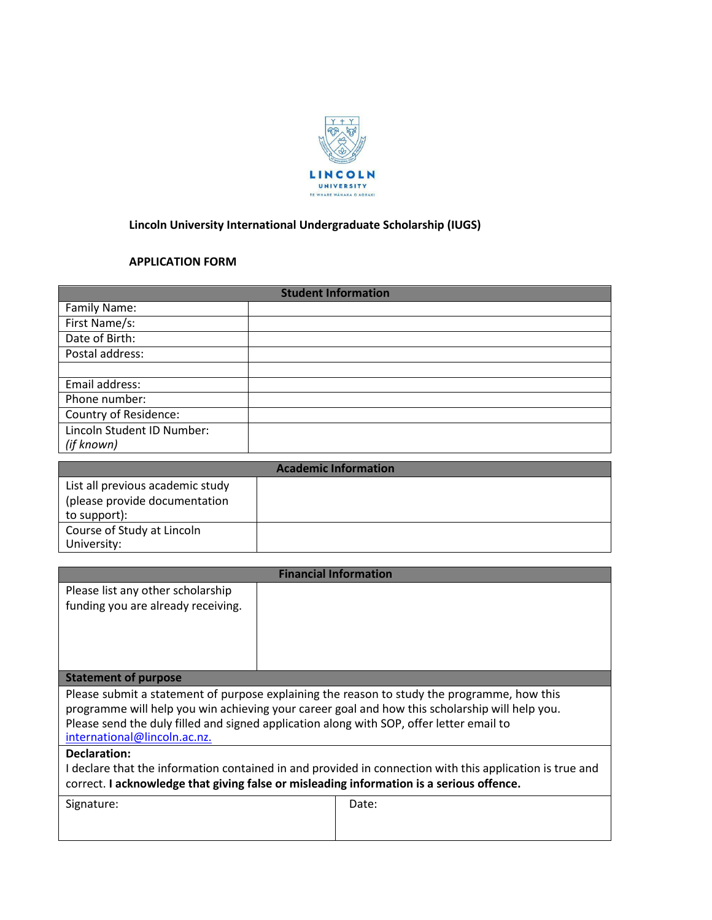**Lincoln University International Undergraduate Scholarship (IUGS)**

**APPLICATION FORM**

| **Student Information** | |
|---|---|
| Family Name: | |
| First Name/s: | |
| Date of Birth: | |
| Postal address: | |
| | |
| Email address: | |
| Phone number: | |
| Country of Residence: | |
| Lincoln Student ID Number: *(if known)* | |

| **Academic Information** | |
|---|---|
| List all previous academic study (please provide documentation to support): | |
| Course of Study at Lincoln University: | |

| **Financial Information** | |
|---|---|
| Please list any other scholarship funding you are already receiving. | |

**Statement of purpose**

Please submit a statement of purpose explaining the reason to study the programme, how this programme will help you win achieving your career goal and how this scholarship will help you. Please send the duly filled and signed application along with SOP, offer letter email to international@lincoln.ac.nz.

**Declaration:**
I declare that the information contained in and provided in connection with this application is true and correct. **I acknowledge that giving false or misleading information is a serious offence.**

| Signature: | Date: |
|---|---|
| | |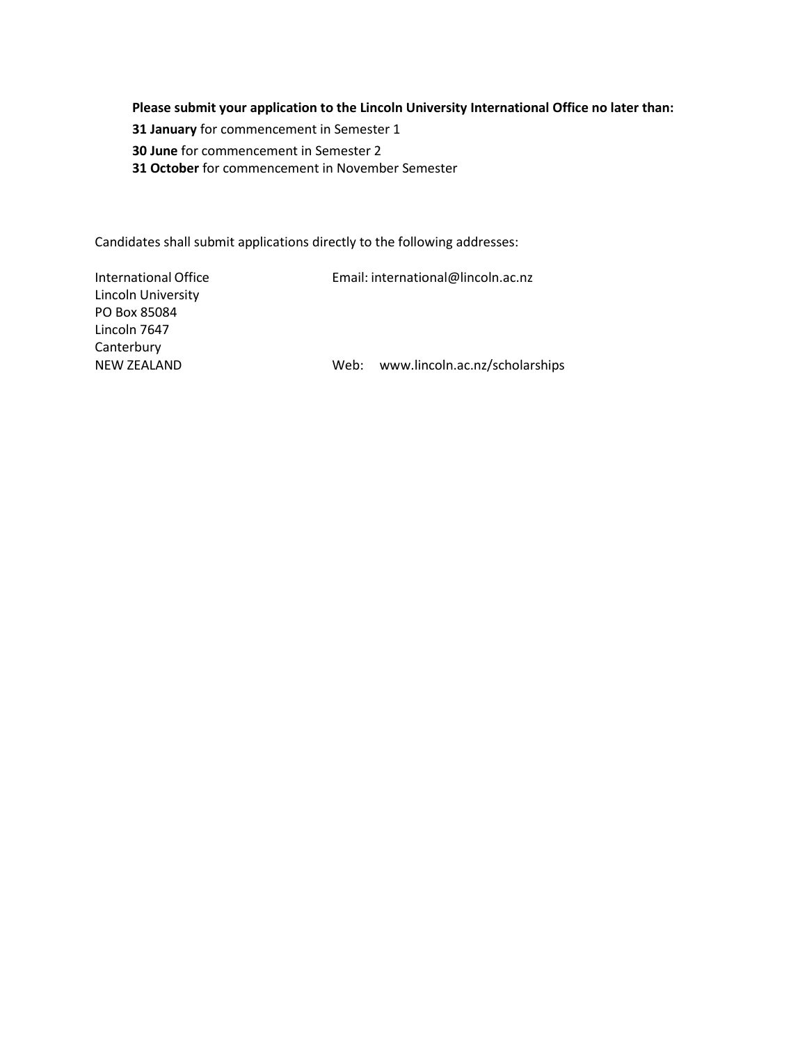**Please submit your application to the Lincoln University International Office no later than:**

**31 January** for commencement in Semester 1

**30 June** for commencement in Semester 2

**31 October** for commencement in November Semester

Candidates shall submit applications directly to the following addresses:

International Office
Lincoln University
PO Box 85084
Lincoln 7647
Canterbury
NEW ZEALAND

Email: international@lincoln.ac.nz

Web: www.lincoln.ac.nz/scholarships